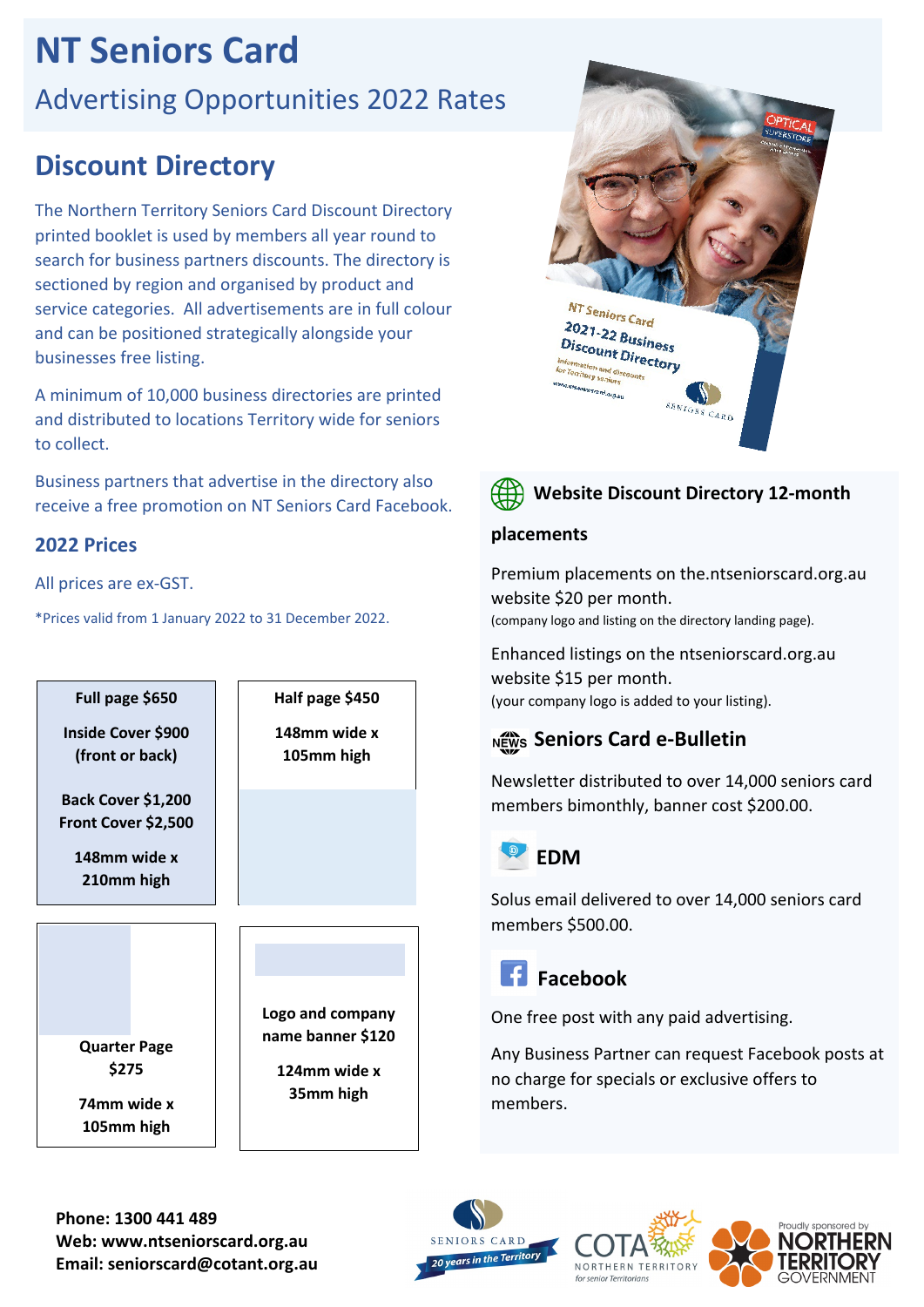# NT Seniors Card

## Advertising Opportunities 2022 Rates

## Discount Directory

The Northern Territory Seniors Card Discount Directory printed booklet is used by members all year round to search for business partners discounts. The directory is sectioned by region and organised by product and service categories. All advertisements are in full colour and can be positioned strategically alongside your businesses free listing.

A minimum of 10,000 business directories are printed and distributed to locations Territory wide for seniors to collect.

Business partners that advertise in the directory also receive a free promotion on NT Seniors Card Facebook.

### 2022 Prices

All prices are ex-GST.

*Prices valid from 1 January 2022 to 31 December 2022.

**Full page $650**

**Inside Cover $900 (front or back)**

**Back Cover $1,200**
**Front Cover $2,500**

**148mm wide x 210mm high**

**Half page $450**

**148mm wide x 105mm high**

**Quarter Page $275**

**74mm wide x 105mm high**

**Logo and company name banner $120**

**124mm wide x 35mm high**

### Website Discount Directory 12-month placements

Premium placements on the.ntseniorscard.org.au website $20 per month.
(company logo and listing on the directory landing page).

Enhanced listings on the ntseniorscard.org.au website $15 per month.
(your company logo is added to your listing).

### Seniors Card e-Bulletin

Newsletter distributed to over 14,000 seniors card members bimonthly, banner cost $200.00.

### EDM

Solus email delivered to over 14,000 seniors card members $500.00.

### Facebook

One free post with any paid advertising.

Any Business Partner can request Facebook posts at no charge for specials or exclusive offers to members.

**Phone: 1300 441 489**
**Web: www.ntseniorscard.org.au**
**Email: seniorscard@cotant.org.au**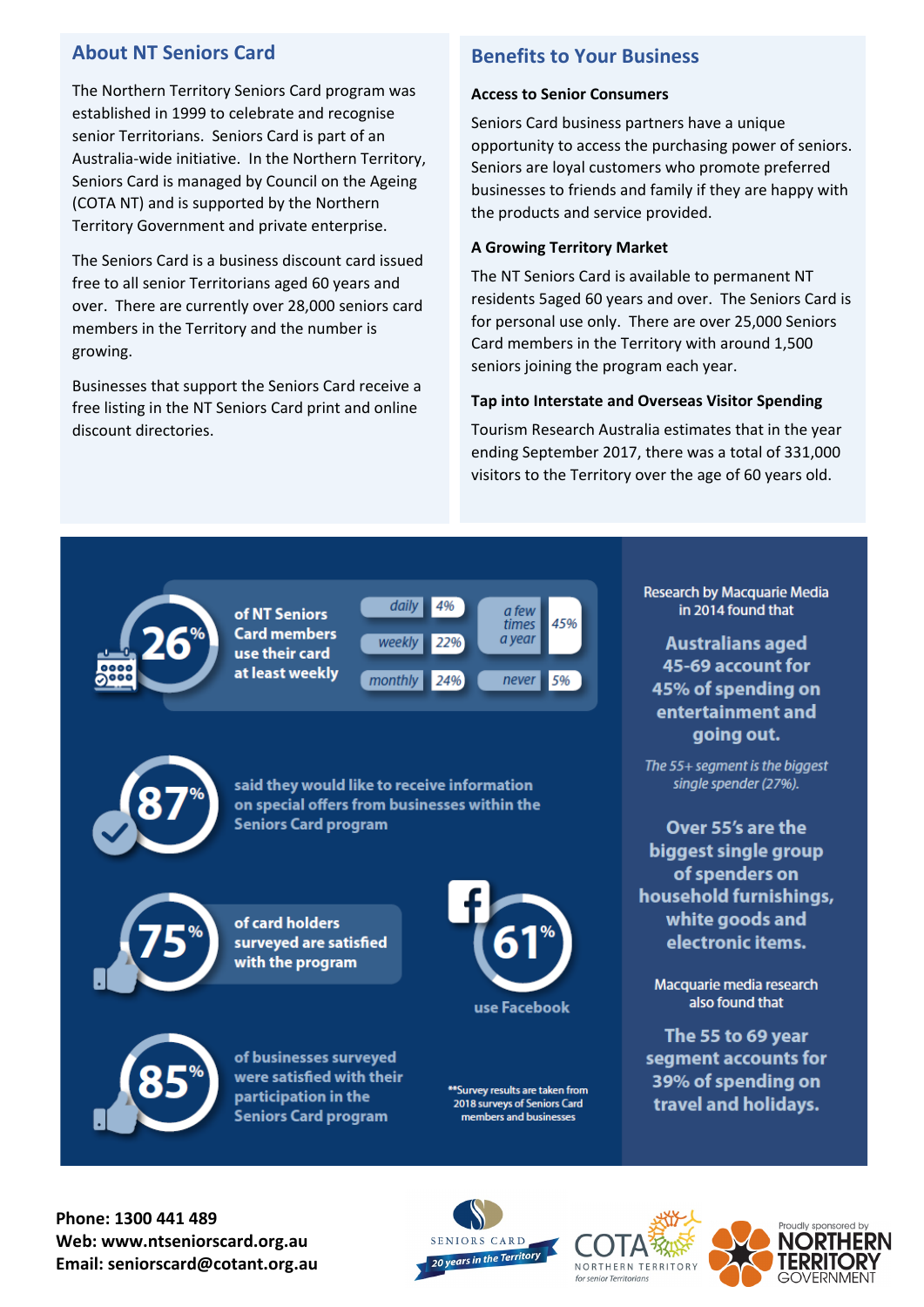## About NT Seniors Card

The Northern Territory Seniors Card program was established in 1999 to celebrate and recognise senior Territorians. Seniors Card is part of an Australia-wide initiative. In the Northern Territory, Seniors Card is managed by Council on the Ageing (COTA NT) and is supported by the Northern Territory Government and private enterprise.

The Seniors Card is a business discount card issued free to all senior Territorians aged 60 years and over. There are currently over 28,000 seniors card members in the Territory and the number is growing.

Businesses that support the Seniors Card receive a free listing in the NT Seniors Card print and online discount directories.

## Benefits to Your Business

**Access to Senior Consumers**

Seniors Card business partners have a unique opportunity to access the purchasing power of seniors. Seniors are loyal customers who promote preferred businesses to friends and family if they are happy with the products and service provided.

**A Growing Territory Market**

The NT Seniors Card is available to permanent NT residents 5aged 60 years and over. The Seniors Card is for personal use only. There are over 25,000 Seniors Card members in the Territory with around 1,500 seniors joining the program each year.

**Tap into Interstate and Overseas Visitor Spending**

Tourism Research Australia estimates that in the year ending September 2017, there was a total of 331,000 visitors to the Territory over the age of 60 years old.

26% of NT Seniors Card members use their card at least weekly

daily 4%
weekly 22%
monthly 24%
a few times a year 45%
never 5%

87% said they would like to receive information on special offers from businesses within the Seniors Card program

75% of card holders surveyed are satisfied with the program

61% use Facebook

85% of businesses surveyed were satisfied with their participation in the Seniors Card program

**Survey results are taken from 2018 surveys of Seniors Card members and businesses

Research by Macquarie Media in 2014 found that

**Australians aged 45-69 account for 45% of spending on entertainment and going out.**

*The 55+ segment is the biggest single spender (27%).*

**Over 55's are the biggest single group of spenders on household furnishings, white goods and electronic items.**

Macquarie media research also found that

**The 55 to 69 year segment accounts for 39% of spending on travel and holidays.**

**Phone: 1300 441 489**
**Web: www.ntseniorscard.org.au**
**Email: seniorscard@cotant.org.au**

SENIORS CARD 20 years in the Territory

COTA NORTHERN TERRITORY for senior Territorians

Proudly sponsored by NORTHERN TERRITORY GOVERNMENT